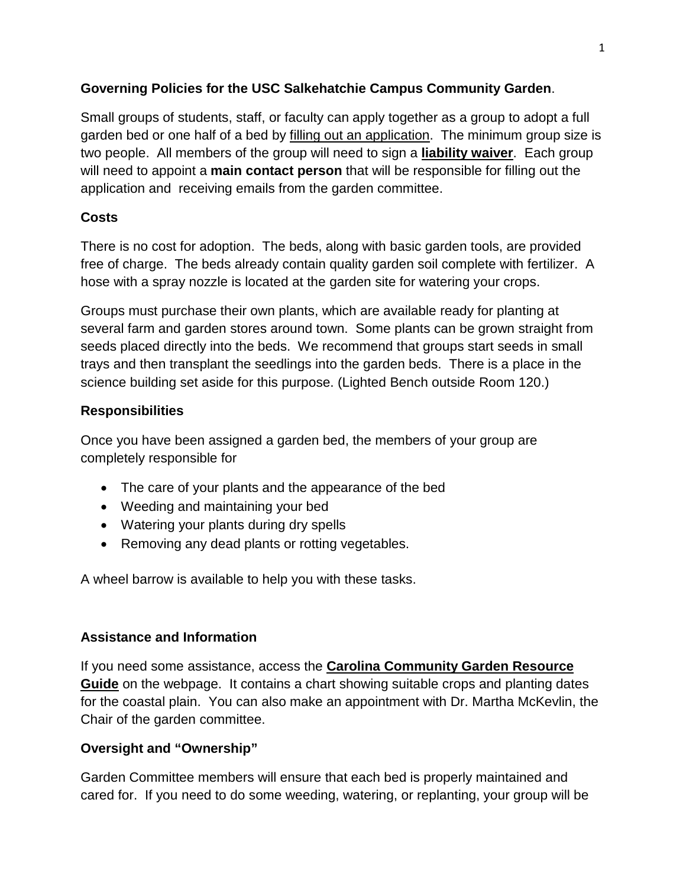**Governing Policies for the USC Salkehatchie Campus Community Garden**.

Small groups of students, staff, or faculty can apply together as a group to adopt a full garden bed or one half of a bed by filling out an application. The minimum group size is two people. All members of the group will need to sign a **liability waiver**. Each group will need to appoint a **main contact person** that will be responsible for filling out the application and receiving emails from the garden committee.

**Costs**

There is no cost for adoption. The beds, along with basic garden tools, are provided free of charge. The beds already contain quality garden soil complete with fertilizer. A hose with a spray nozzle is located at the garden site for watering your crops.

Groups must purchase their own plants, which are available ready for planting at several farm and garden stores around town. Some plants can be grown straight from seeds placed directly into the beds. We recommend that groups start seeds in small trays and then transplant the seedlings into the garden beds. There is a place in the science building set aside for this purpose. (Lighted Bench outside Room 120.)

**Responsibilities**

Once you have been assigned a garden bed, the members of your group are completely responsible for

- The care of your plants and the appearance of the bed
- Weeding and maintaining your bed
- Watering your plants during dry spells
- Removing any dead plants or rotting vegetables.

A wheel barrow is available to help you with these tasks.

**Assistance and Information**

If you need some assistance, access the **Carolina Community Garden Resource Guide** on the webpage. It contains a chart showing suitable crops and planting dates for the coastal plain. You can also make an appointment with Dr. Martha McKevlin, the Chair of the garden committee.

**Oversight and "Ownership"**

Garden Committee members will ensure that each bed is properly maintained and cared for. If you need to do some weeding, watering, or replanting, your group will be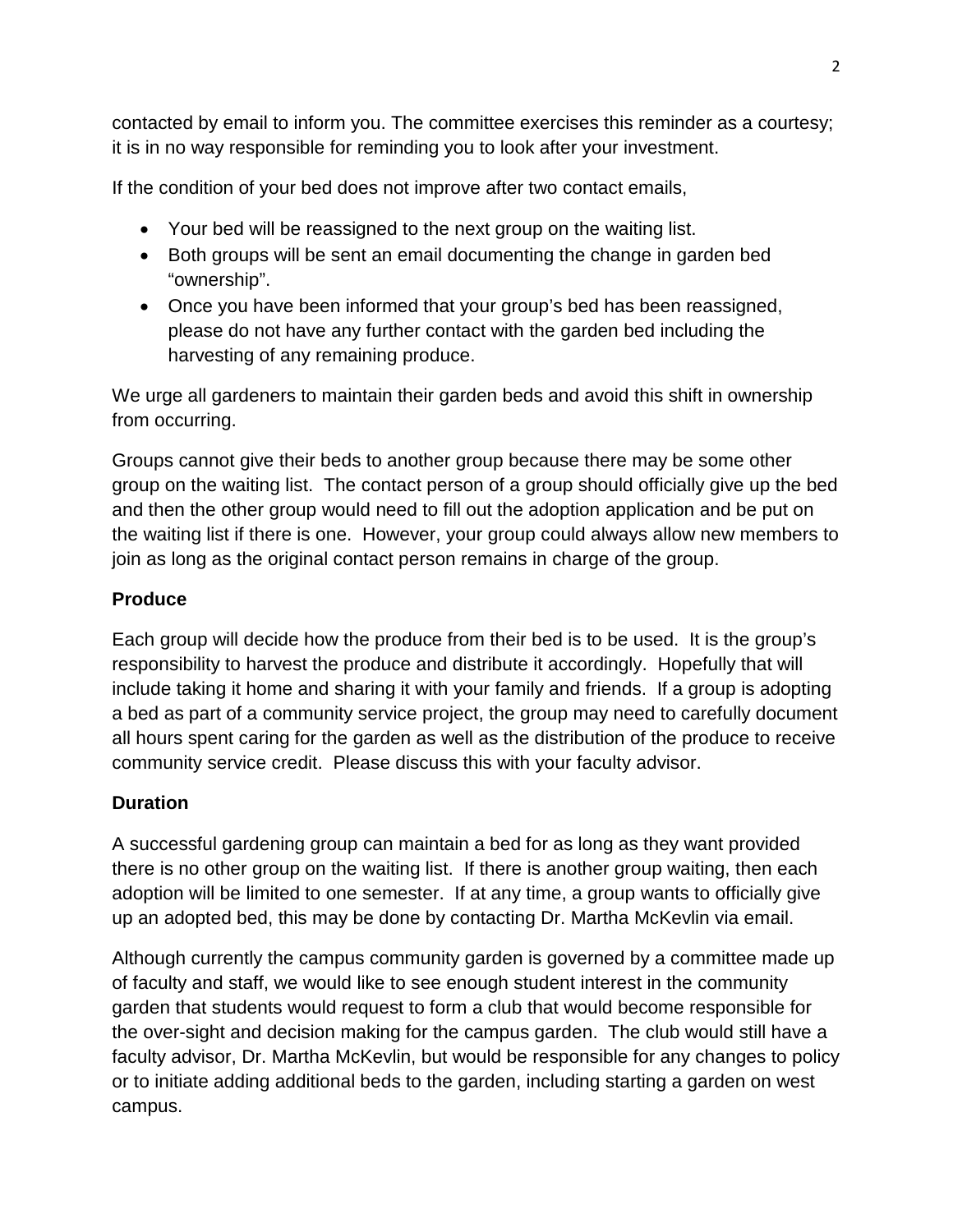contacted by email to inform you. The committee exercises this reminder as a courtesy; it is in no way responsible for reminding you to look after your investment.

If the condition of your bed does not improve after two contact emails,

- Your bed will be reassigned to the next group on the waiting list.
- Both groups will be sent an email documenting the change in garden bed "ownership".
- Once you have been informed that your group's bed has been reassigned, please do not have any further contact with the garden bed including the harvesting of any remaining produce.

We urge all gardeners to maintain their garden beds and avoid this shift in ownership from occurring.

Groups cannot give their beds to another group because there may be some other group on the waiting list. The contact person of a group should officially give up the bed and then the other group would need to fill out the adoption application and be put on the waiting list if there is one. However, your group could always allow new members to join as long as the original contact person remains in charge of the group.

**Produce**

Each group will decide how the produce from their bed is to be used. It is the group's responsibility to harvest the produce and distribute it accordingly. Hopefully that will include taking it home and sharing it with your family and friends. If a group is adopting a bed as part of a community service project, the group may need to carefully document all hours spent caring for the garden as well as the distribution of the produce to receive community service credit. Please discuss this with your faculty advisor.

**Duration**

A successful gardening group can maintain a bed for as long as they want provided there is no other group on the waiting list. If there is another group waiting, then each adoption will be limited to one semester. If at any time, a group wants to officially give up an adopted bed, this may be done by contacting Dr. Martha McKevlin via email.

Although currently the campus community garden is governed by a committee made up of faculty and staff, we would like to see enough student interest in the community garden that students would request to form a club that would become responsible for the over-sight and decision making for the campus garden. The club would still have a faculty advisor, Dr. Martha McKevlin, but would be responsible for any changes to policy or to initiate adding additional beds to the garden, including starting a garden on west campus.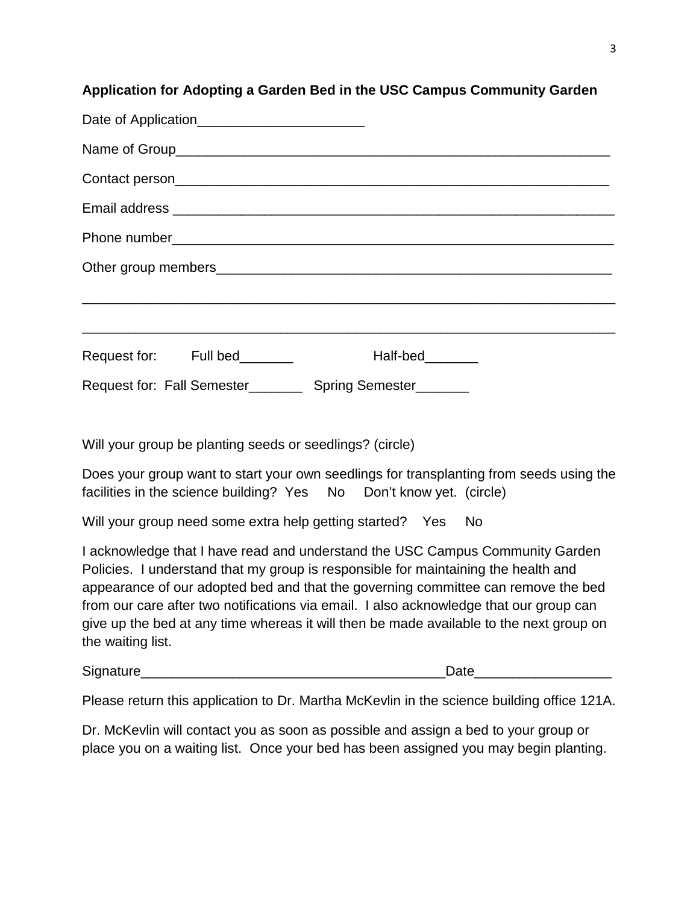**Application for Adopting a Garden Bed in the USC Campus Community Garden**

Date of Application______________________

Name of Group____________________________________________________________

Contact person____________________________________________________________

Email address _____________________________________________________________

Phone number_____________________________________________________________

Other group members_______________________________________________________

__________________________________________________________________________

__________________________________________________________________________

Request for: Full bed_______ Half-bed_______

Request for: Fall Semester_______ Spring Semester_______

Will your group be planting seeds or seedlings? (circle)

Does your group want to start your own seedlings for transplanting from seeds using the facilities in the science building? Yes No Don't know yet. (circle)

Will your group need some extra help getting started? Yes No

I acknowledge that I have read and understand the USC Campus Community Garden Policies. I understand that my group is responsible for maintaining the health and appearance of our adopted bed and that the governing committee can remove the bed from our care after two notifications via email. I also acknowledge that our group can give up the bed at any time whereas it will then be made available to the next group on the waiting list.

Signature_________________________________________Date__________________

Please return this application to Dr. Martha McKevlin in the science building office 121A.

Dr. McKevlin will contact you as soon as possible and assign a bed to your group or place you on a waiting list. Once your bed has been assigned you may begin planting.